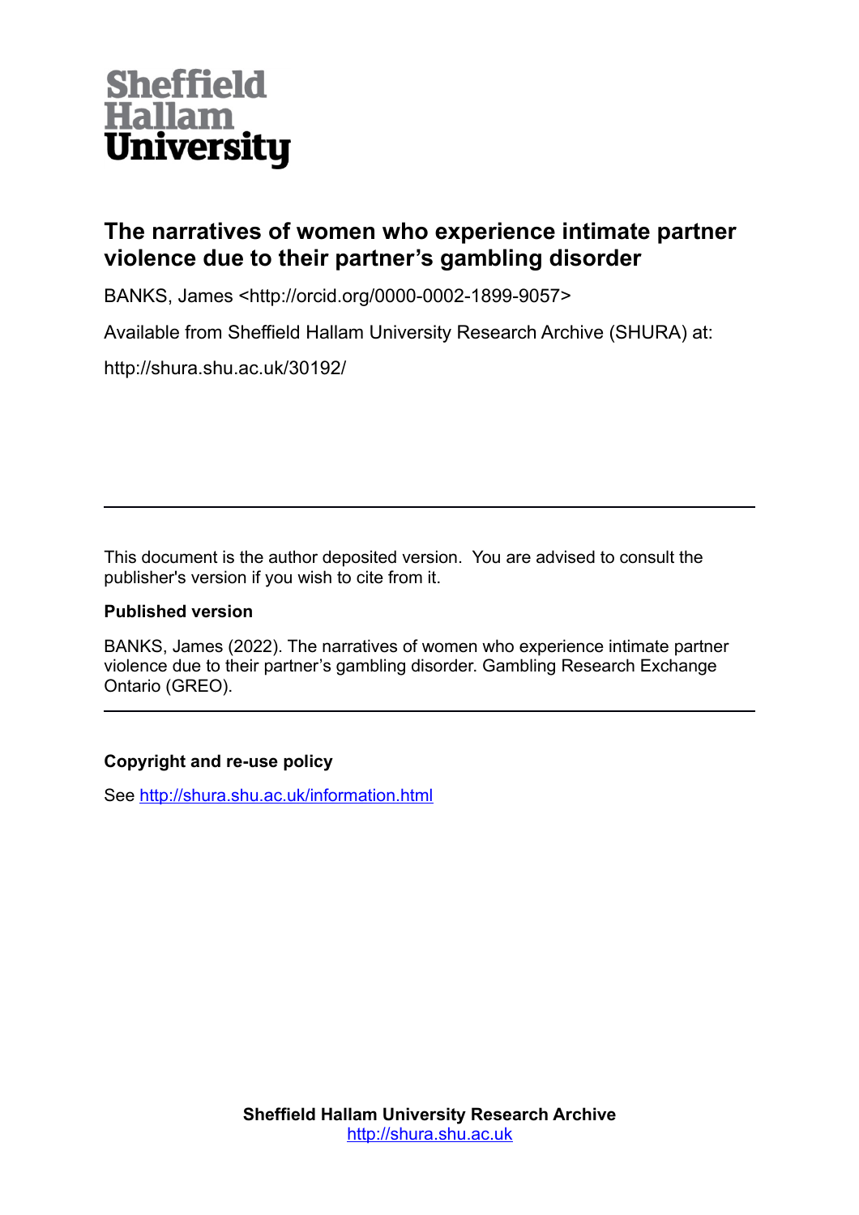Sheffield Hallam University

# The narratives of women who experience intimate partner violence due to their partner's gambling disorder

BANKS, James <http://orcid.org/0000-0002-1899-9057>

Available from Sheffield Hallam University Research Archive (SHURA) at:

http://shura.shu.ac.uk/30192/

---

This document is the author deposited version. You are advised to consult the publisher's version if you wish to cite from it.

**Published version**

BANKS, James (2022). The narratives of women who experience intimate partner violence due to their partner's gambling disorder. Gambling Research Exchange Ontario (GREO).

---

**Copyright and re-use policy**

See http://shura.shu.ac.uk/information.html

**Sheffield Hallam University Research Archive**
http://shura.shu.ac.uk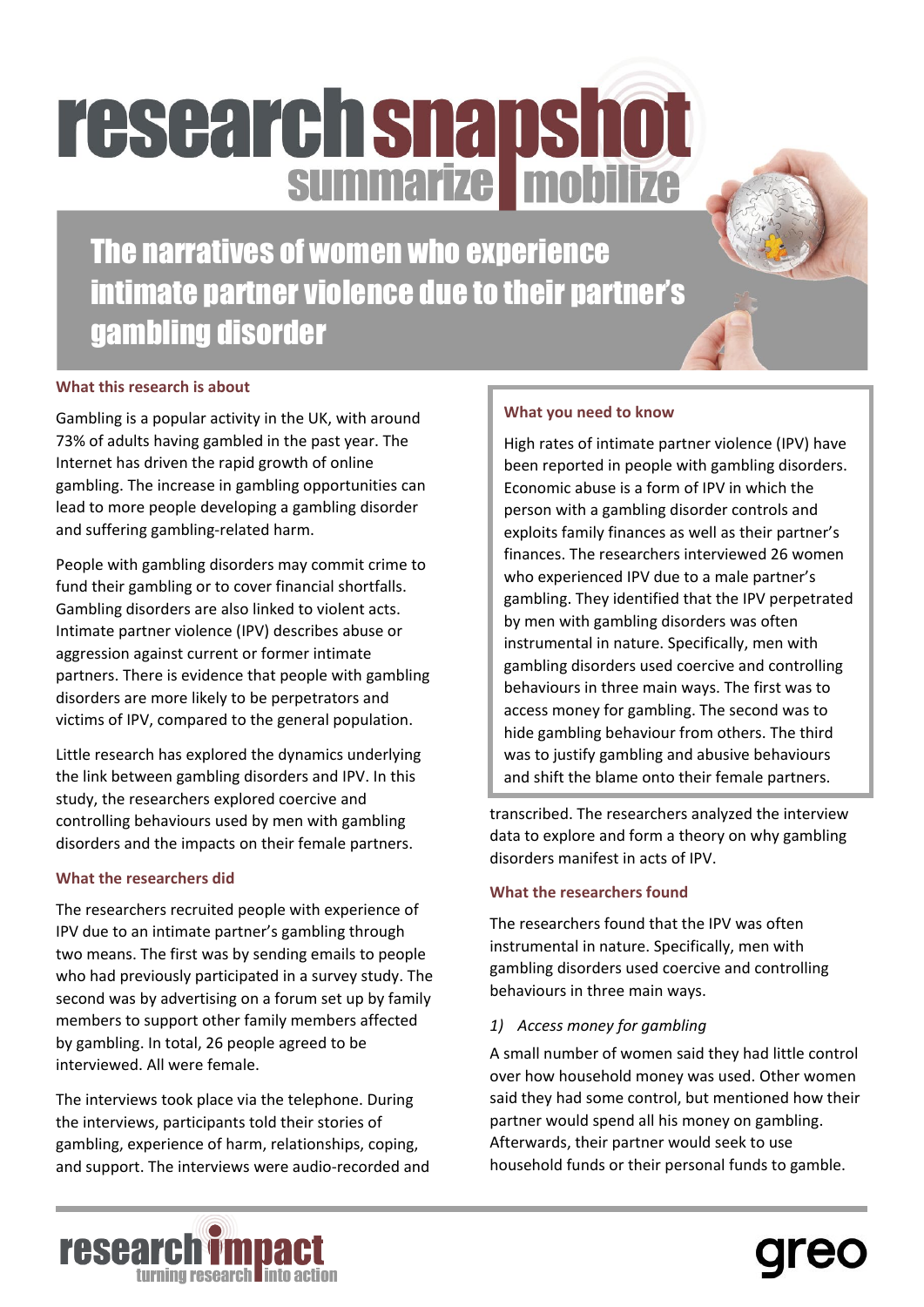# research snapshot

summarize mobilize

## The narratives of women who experience intimate partner violence due to their partner's gambling disorder

### What this research is about

Gambling is a popular activity in the UK, with around 73% of adults having gambled in the past year. The Internet has driven the rapid growth of online gambling. The increase in gambling opportunities can lead to more people developing a gambling disorder and suffering gambling-related harm.

People with gambling disorders may commit crime to fund their gambling or to cover financial shortfalls. Gambling disorders are also linked to violent acts. Intimate partner violence (IPV) describes abuse or aggression against current or former intimate partners. There is evidence that people with gambling disorders are more likely to be perpetrators and victims of IPV, compared to the general population.

Little research has explored the dynamics underlying the link between gambling disorders and IPV. In this study, the researchers explored coercive and controlling behaviours used by men with gambling disorders and the impacts on their female partners.

### What you need to know

High rates of intimate partner violence (IPV) have been reported in people with gambling disorders. Economic abuse is a form of IPV in which the person with a gambling disorder controls and exploits family finances as well as their partner's finances. The researchers interviewed 26 women who experienced IPV due to a male partner's gambling. They identified that the IPV perpetrated by men with gambling disorders was often instrumental in nature. Specifically, men with gambling disorders used coercive and controlling behaviours in three main ways. The first was to access money for gambling. The second was to hide gambling behaviour from others. The third was to justify gambling and abusive behaviours and shift the blame onto their female partners.

### What the researchers did

The researchers recruited people with experience of IPV due to an intimate partner's gambling through two means. The first was by sending emails to people who had previously participated in a survey study. The second was by advertising on a forum set up by family members to support other family members affected by gambling. In total, 26 people agreed to be interviewed. All were female.

The interviews took place via the telephone. During the interviews, participants told their stories of gambling, experience of harm, relationships, coping, and support. The interviews were audio-recorded and transcribed. The researchers analyzed the interview data to explore and form a theory on why gambling disorders manifest in acts of IPV.

### What the researchers found

The researchers found that the IPV was often instrumental in nature. Specifically, men with gambling disorders used coercive and controlling behaviours in three main ways.

*1) Access money for gambling*

A small number of women said they had little control over how household money was used. Other women said they had some control, but mentioned how their partner would spend all his money on gambling. Afterwards, their partner would seek to use household funds or their personal funds to gamble.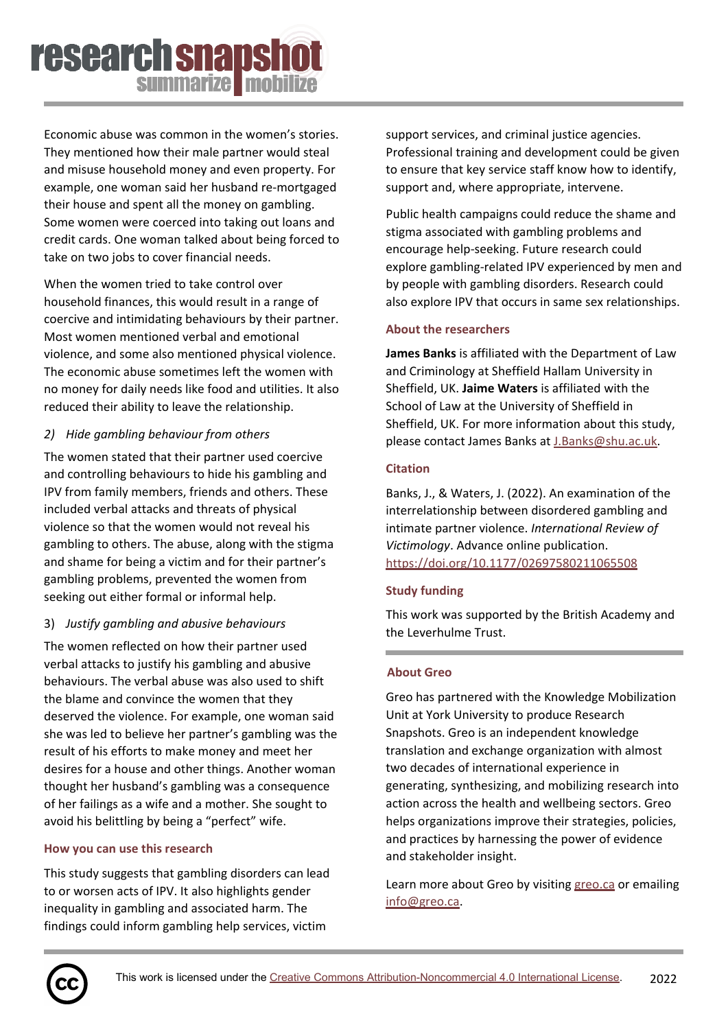Economic abuse was common in the women's stories. They mentioned how their male partner would steal and misuse household money and even property. For example, one woman said her husband re-mortgaged their house and spent all the money on gambling. Some women were coerced into taking out loans and credit cards. One woman talked about being forced to take on two jobs to cover financial needs.

When the women tried to take control over household finances, this would result in a range of coercive and intimidating behaviours by their partner. Most women mentioned verbal and emotional violence, and some also mentioned physical violence. The economic abuse sometimes left the women with no money for daily needs like food and utilities. It also reduced their ability to leave the relationship.

2) *Hide gambling behaviour from others*

The women stated that their partner used coercive and controlling behaviours to hide his gambling and IPV from family members, friends and others. These included verbal attacks and threats of physical violence so that the women would not reveal his gambling to others. The abuse, along with the stigma and shame for being a victim and for their partner's gambling problems, prevented the women from seeking out either formal or informal help.

3) *Justify gambling and abusive behaviours*

The women reflected on how their partner used verbal attacks to justify his gambling and abusive behaviours. The verbal abuse was also used to shift the blame and convince the women that they deserved the violence. For example, one woman said she was led to believe her partner's gambling was the result of his efforts to make money and meet her desires for a house and other things. Another woman thought her husband's gambling was a consequence of her failings as a wife and a mother. She sought to avoid his belittling by being a "perfect" wife.

### How you can use this research

This study suggests that gambling disorders can lead to or worsen acts of IPV. It also highlights gender inequality in gambling and associated harm. The findings could inform gambling help services, victim support services, and criminal justice agencies. Professional training and development could be given to ensure that key service staff know how to identify, support and, where appropriate, intervene.

Public health campaigns could reduce the shame and stigma associated with gambling problems and encourage help-seeking. Future research could explore gambling-related IPV experienced by men and by people with gambling disorders. Research could also explore IPV that occurs in same sex relationships.

### About the researchers

**James Banks** is affiliated with the Department of Law and Criminology at Sheffield Hallam University in Sheffield, UK. **Jaime Waters** is affiliated with the School of Law at the University of Sheffield in Sheffield, UK. For more information about this study, please contact James Banks at J.Banks@shu.ac.uk.

### Citation

Banks, J., & Waters, J. (2022). An examination of the interrelationship between disordered gambling and intimate partner violence. *International Review of Victimology*. Advance online publication. https://doi.org/10.1177/02697580211065508

### Study funding

This work was supported by the British Academy and the Leverhulme Trust.

### About Greo

Greo has partnered with the Knowledge Mobilization Unit at York University to produce Research Snapshots. Greo is an independent knowledge translation and exchange organization with almost two decades of international experience in generating, synthesizing, and mobilizing research into action across the health and wellbeing sectors. Greo helps organizations improve their strategies, policies, and practices by harnessing the power of evidence and stakeholder insight.

Learn more about Greo by visiting greo.ca or emailing info@greo.ca.

This work is licensed under the Creative Commons Attribution-Noncommercial 4.0 International License. 2022